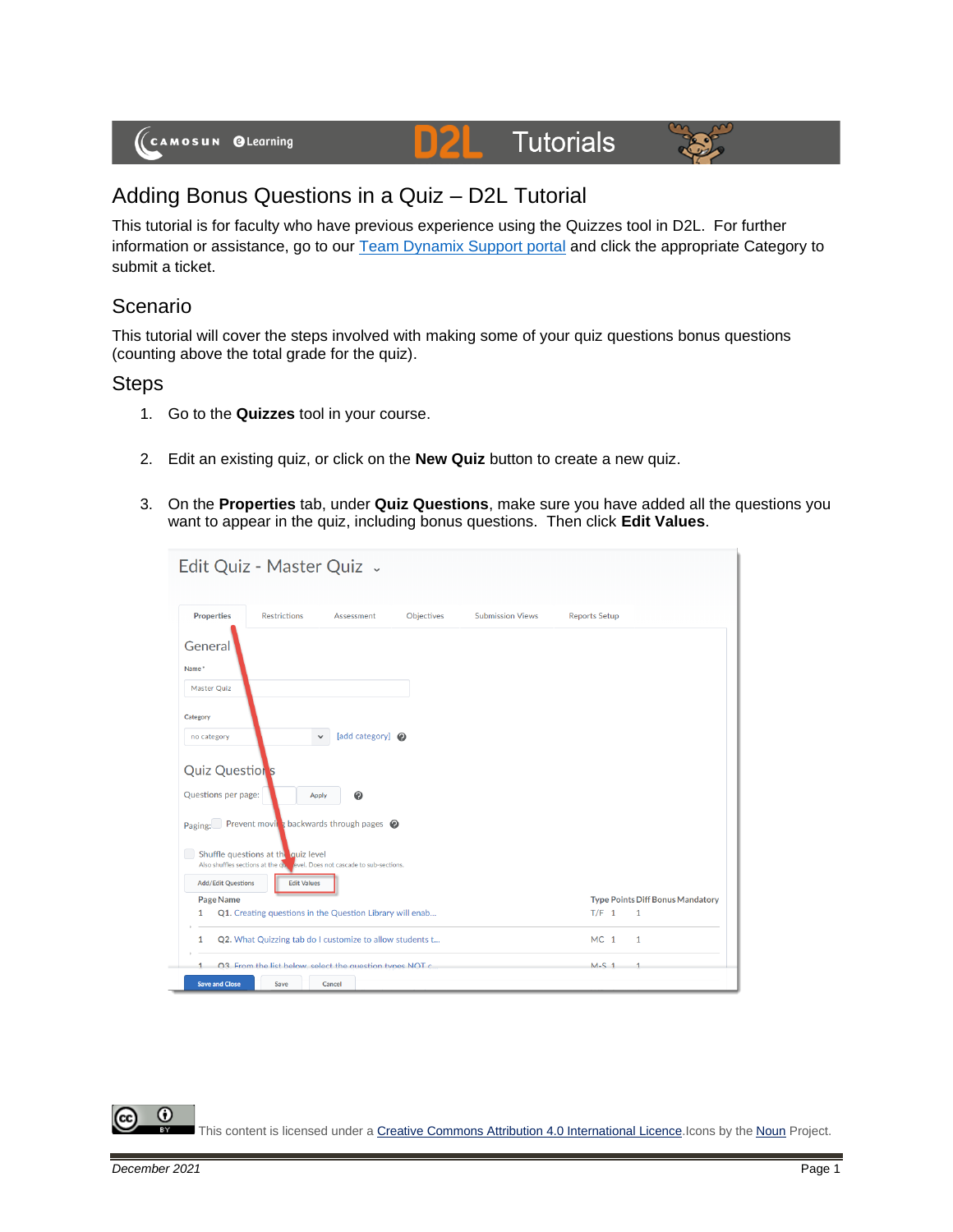# Adding Bonus Questions in a Quiz – D2L Tutorial

This tutorial is for faculty who have previous experience using the Quizzes tool in D2L. For further information or assistance, go to our Team Dynamix Support portal and click the appropriate Category to submit a ticket.

## Scenario

This tutorial will cover the steps involved with making some of your quiz questions bonus questions (counting above the total grade for the quiz).

## Steps

1. Go to the **Quizzes** tool in your course.
2. Edit an existing quiz, or click on the **New Quiz** button to create a new quiz.
3. On the **Properties** tab, under **Quiz Questions**, make sure you have added all the questions you want to appear in the quiz, including bonus questions. Then click **Edit Values**.

This content is licensed under a Creative Commons Attribution 4.0 International Licence. Icons by the Noun Project.

*December 2021*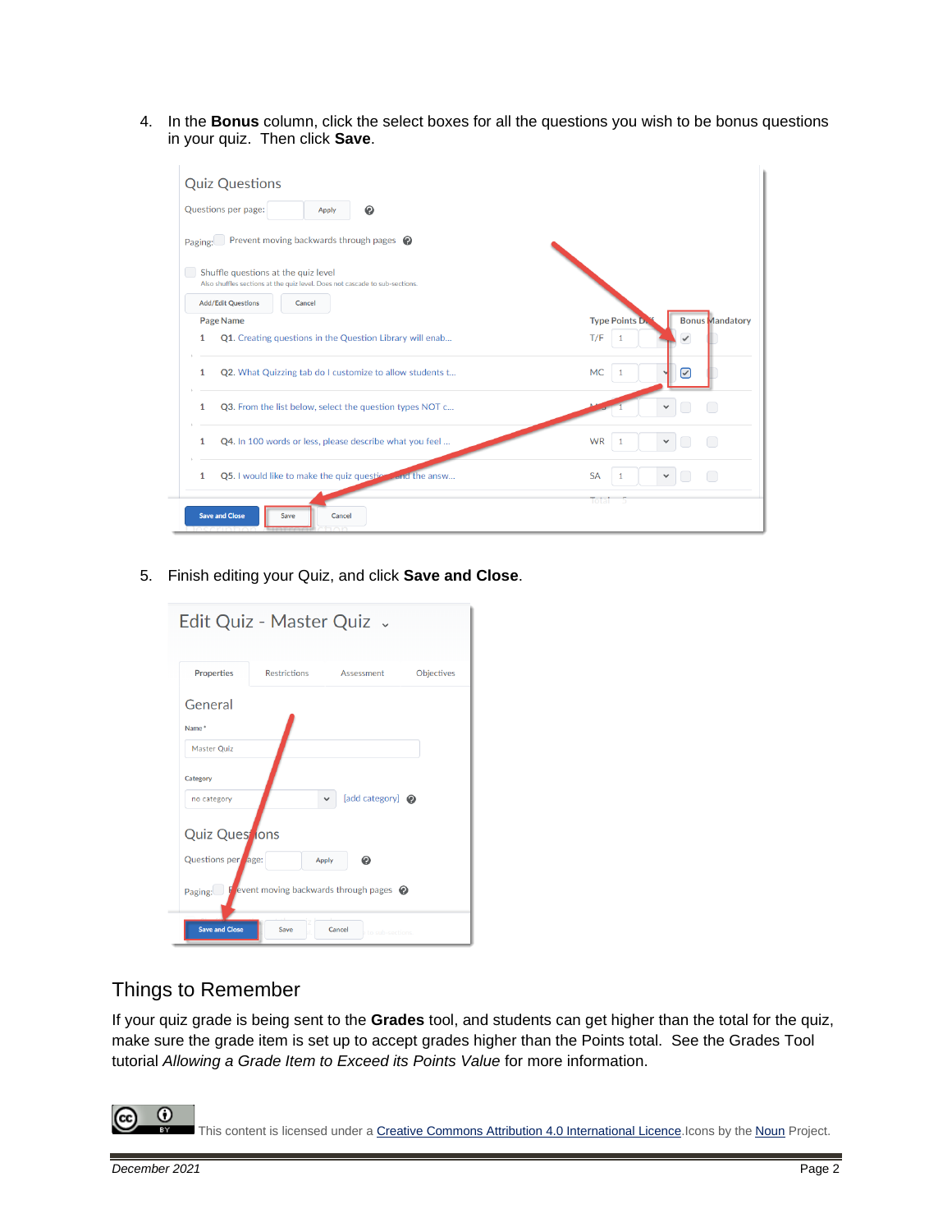4. In the **Bonus** column, click the select boxes for all the questions you wish to be bonus questions in your quiz. Then click **Save**.

5. Finish editing your Quiz, and click **Save and Close**.

## Things to Remember

If your quiz grade is being sent to the **Grades** tool, and students can get higher than the total for the quiz, make sure the grade item is set up to accept grades higher than the Points total. See the Grades Tool tutorial *Allowing a Grade Item to Exceed its Points Value* for more information.

This content is licensed under a Creative Commons Attribution 4.0 International Licence. Icons by the Noun Project.

*December 2021*